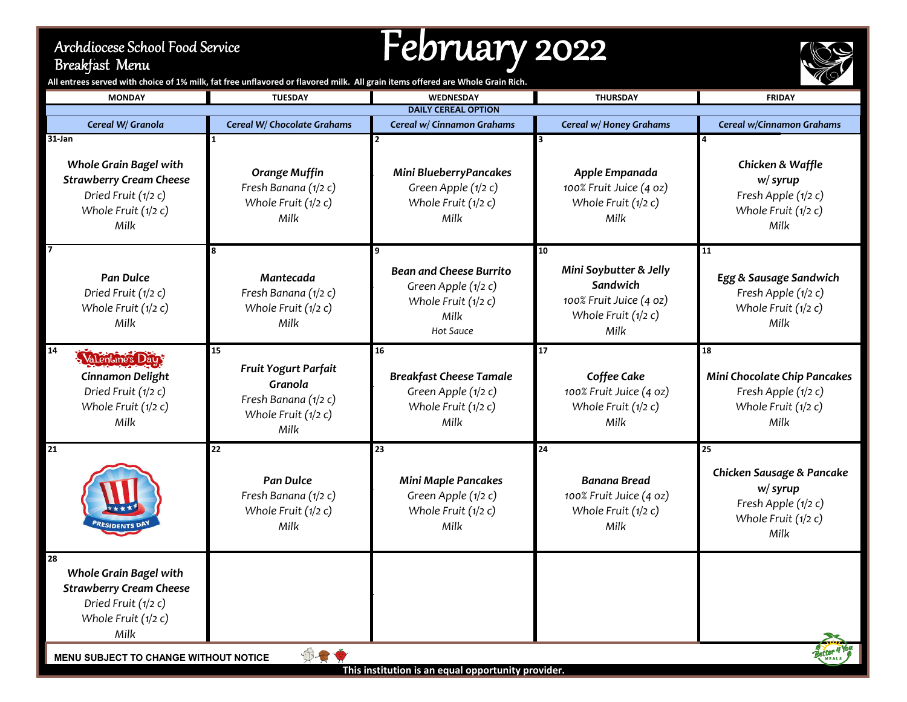# Archdiocese School Food Service
## Breakfast Menu

# February 2022

All entrees served with choice of 1% milk, fat free unflavored or flavored milk. All grain items offered are Whole Grain Rich.

| MONDAY | TUESDAY | WEDNESDAY | THURSDAY | FRIDAY |
|---|---|---|---|---|
| DAILY CEREAL OPTION | | | | |
| *Cereal W/ Granola* | *Cereal W/ Chocolate Grahams* | *Cereal w/ Cinnamon Grahams* | *Cereal w/ Honey Grahams* | *Cereal w/Cinnamon Grahams* |
| 31-Jan<br>***Whole Grain Bagel with Strawberry Cream Cheese***<br>*Dried Fruit (1/2 c)*<br>*Whole Fruit (1/2 c)*<br>*Milk* | 1<br>***Orange Muffin***<br>*Fresh Banana (1/2 c)*<br>*Whole Fruit (1/2 c)*<br>*Milk* | 2<br>***Mini BlueberryPancakes***<br>*Green Apple (1/2 c)*<br>*Whole Fruit (1/2 c)*<br>*Milk* | 3<br>***Apple Empanada***<br>*100% Fruit Juice (4 oz)*<br>*Whole Fruit (1/2 c)*<br>*Milk* | 4<br>***Chicken & Waffle w/ syrup***<br>*Fresh Apple (1/2 c)*<br>*Whole Fruit (1/2 c)*<br>*Milk* |
| 7<br>***Pan Dulce***<br>*Dried Fruit (1/2 c)*<br>*Whole Fruit (1/2 c)*<br>*Milk* | 8<br>***Mantecada***<br>*Fresh Banana (1/2 c)*<br>*Whole Fruit (1/2 c)*<br>*Milk* | 9<br>***Bean and Cheese Burrito***<br>*Green Apple (1/2 c)*<br>*Whole Fruit (1/2 c)*<br>*Milk*<br>*Hot Sauce* | 10<br>***Mini Soybutter & Jelly Sandwich***<br>*100% Fruit Juice (4 oz)*<br>*Whole Fruit (1/2 c)*<br>*Milk* | 11<br>***Egg & Sausage Sandwich***<br>*Fresh Apple (1/2 c)*<br>*Whole Fruit (1/2 c)*<br>*Milk* |
| 14<br>Valentine's Day<br>***Cinnamon Delight***<br>*Dried Fruit (1/2 c)*<br>*Whole Fruit (1/2 c)*<br>*Milk* | 15<br>***Fruit Yogurt Parfait Granola***<br>*Fresh Banana (1/2 c)*<br>*Whole Fruit (1/2 c)*<br>*Milk* | 16<br>***Breakfast Cheese Tamale***<br>*Green Apple (1/2 c)*<br>*Whole Fruit (1/2 c)*<br>*Milk* | 17<br>***Coffee Cake***<br>*100% Fruit Juice (4 oz)*<br>*Whole Fruit (1/2 c)*<br>*Milk* | 18<br>***Mini Chocolate Chip Pancakes***<br>*Fresh Apple (1/2 c)*<br>*Whole Fruit (1/2 c)*<br>*Milk* |
| 21<br>PRESIDENTS DAY | 22<br>***Pan Dulce***<br>*Fresh Banana (1/2 c)*<br>*Whole Fruit (1/2 c)*<br>*Milk* | 23<br>***Mini Maple Pancakes***<br>*Green Apple (1/2 c)*<br>*Whole Fruit (1/2 c)*<br>*Milk* | 24<br>***Banana Bread***<br>*100% Fruit Juice (4 oz)*<br>*Whole Fruit (1/2 c)*<br>*Milk* | 25<br>***Chicken Sausage & Pancake w/ syrup***<br>*Fresh Apple (1/2 c)*<br>*Whole Fruit (1/2 c)*<br>*Milk* |
| 28<br>***Whole Grain Bagel with Strawberry Cream Cheese***<br>*Dried Fruit (1/2 c)*<br>*Whole Fruit (1/2 c)*<br>*Milk* | | | | |

**MENU SUBJECT TO CHANGE WITHOUT NOTICE**

**This institution is an equal opportunity provider.**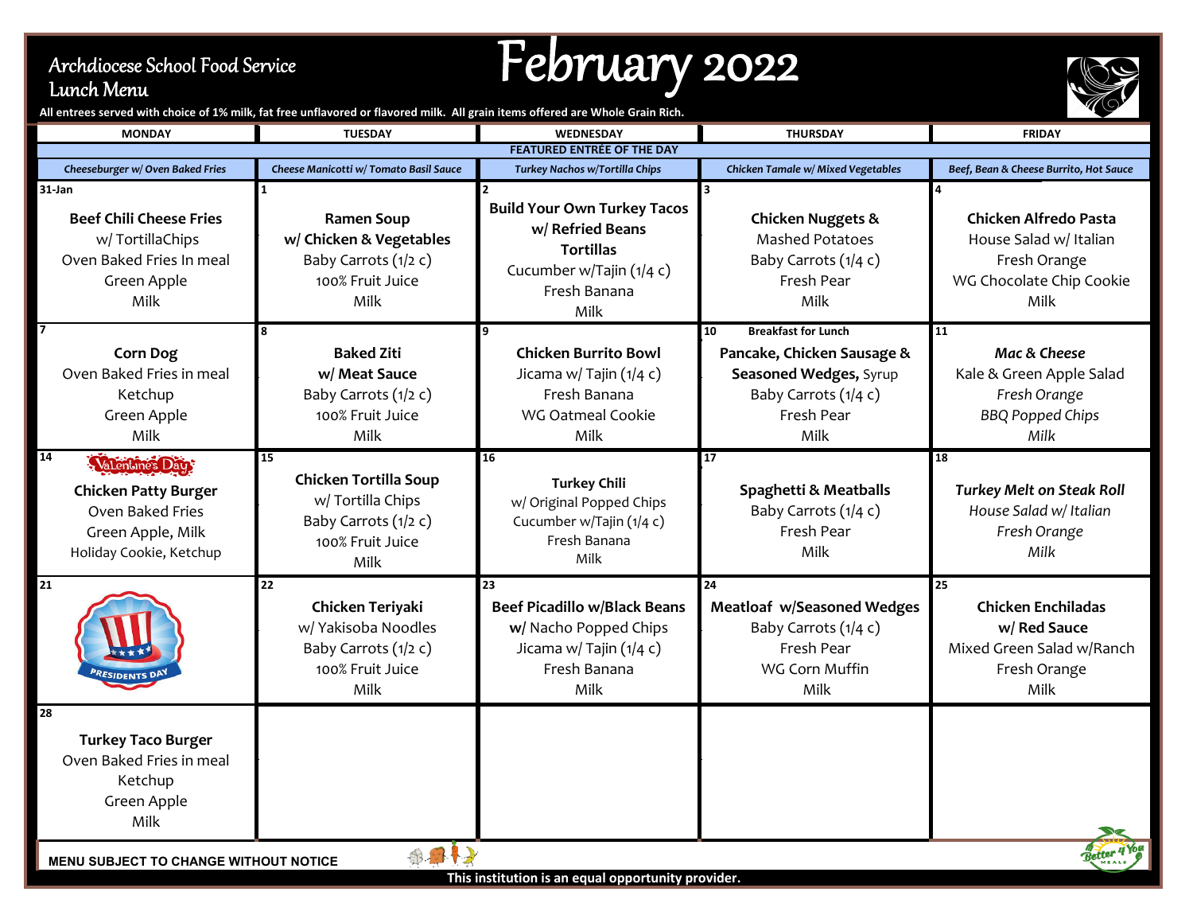# February 2022

Archdiocese School Food Service
Lunch Menu

All entrees served with choice of 1% milk, fat free unflavored or flavored milk. All grain items offered are Whole Grain Rich.

| MONDAY | TUESDAY | WEDNESDAY | THURSDAY | FRIDAY |
|---|---|---|---|---|
| **FEATURED ENTRÉE OF THE DAY** | | | | |
| *Cheeseburger w/ Oven Baked Fries* | *Cheese Manicotti w/ Tomato Basil Sauce* | *Turkey Nachos w/Tortilla Chips* | *Chicken Tamale w/ Mixed Vegetables* | *Beef, Bean & Cheese Burrito, Hot Sauce* |
| 31-Jan **Beef Chili Cheese Fries** w/ TortillaChips Oven Baked Fries In meal Green Apple Milk | 1 **Ramen Soup w/ Chicken & Vegetables** Baby Carrots (1/2 c) 100% Fruit Juice Milk | 2 **Build Your Own Turkey Tacos w/ Refried Beans Tortillas** Cucumber w/Tajin (1/4 c) Fresh Banana Milk | 3 **Chicken Nuggets &** Mashed Potatoes Baby Carrots (1/4 c) Fresh Pear Milk | 4 **Chicken Alfredo Pasta** House Salad w/ Italian Fresh Orange WG Chocolate Chip Cookie Milk |
| 7 **Corn Dog** Oven Baked Fries in meal Ketchup Green Apple Milk | 8 **Baked Ziti w/ Meat Sauce** Baby Carrots (1/2 c) 100% Fruit Juice Milk | 9 **Chicken Burrito Bowl** Jicama w/ Tajin (1/4 c) Fresh Banana WG Oatmeal Cookie Milk | 10 **Breakfast for Lunch** **Pancake, Chicken Sausage & Seasoned Wedges,** Syrup Baby Carrots (1/4 c) Fresh Pear Milk | 11 ***Mac & Cheese*** *Kale & Green Apple Salad* *Fresh Orange* *BBQ Popped Chips* *Milk* |
| 14 Valentine's Day **Chicken Patty Burger** Oven Baked Fries Green Apple, Milk Holiday Cookie, Ketchup | 15 **Chicken Tortilla Soup** w/ Tortilla Chips Baby Carrots (1/2 c) 100% Fruit Juice Milk | 16 **Turkey Chili** w/ Original Popped Chips Cucumber w/Tajin (1/4 c) Fresh Banana Milk | 17 **Spaghetti & Meatballs** Baby Carrots (1/4 c) Fresh Pear Milk | 18 ***Turkey Melt on Steak Roll*** *House Salad w/ Italian* *Fresh Orange* *Milk* |
| 21 PRESIDENTS DAY | 22 **Chicken Teriyaki** w/ Yakisoba Noodles Baby Carrots (1/2 c) 100% Fruit Juice Milk | 23 **Beef Picadillo w/Black Beans w/** Nacho Popped Chips Jicama w/ Tajin (1/4 c) Fresh Banana Milk | 24 **Meatloaf w/Seasoned Wedges** Baby Carrots (1/4 c) Fresh Pear WG Corn Muffin Milk | 25 **Chicken Enchiladas w/ Red Sauce** Mixed Green Salad w/Ranch Fresh Orange Milk |
| 28 **Turkey Taco Burger** Oven Baked Fries in meal Ketchup Green Apple Milk | | | | |

MENU SUBJECT TO CHANGE WITHOUT NOTICE

This institution is an equal opportunity provider.